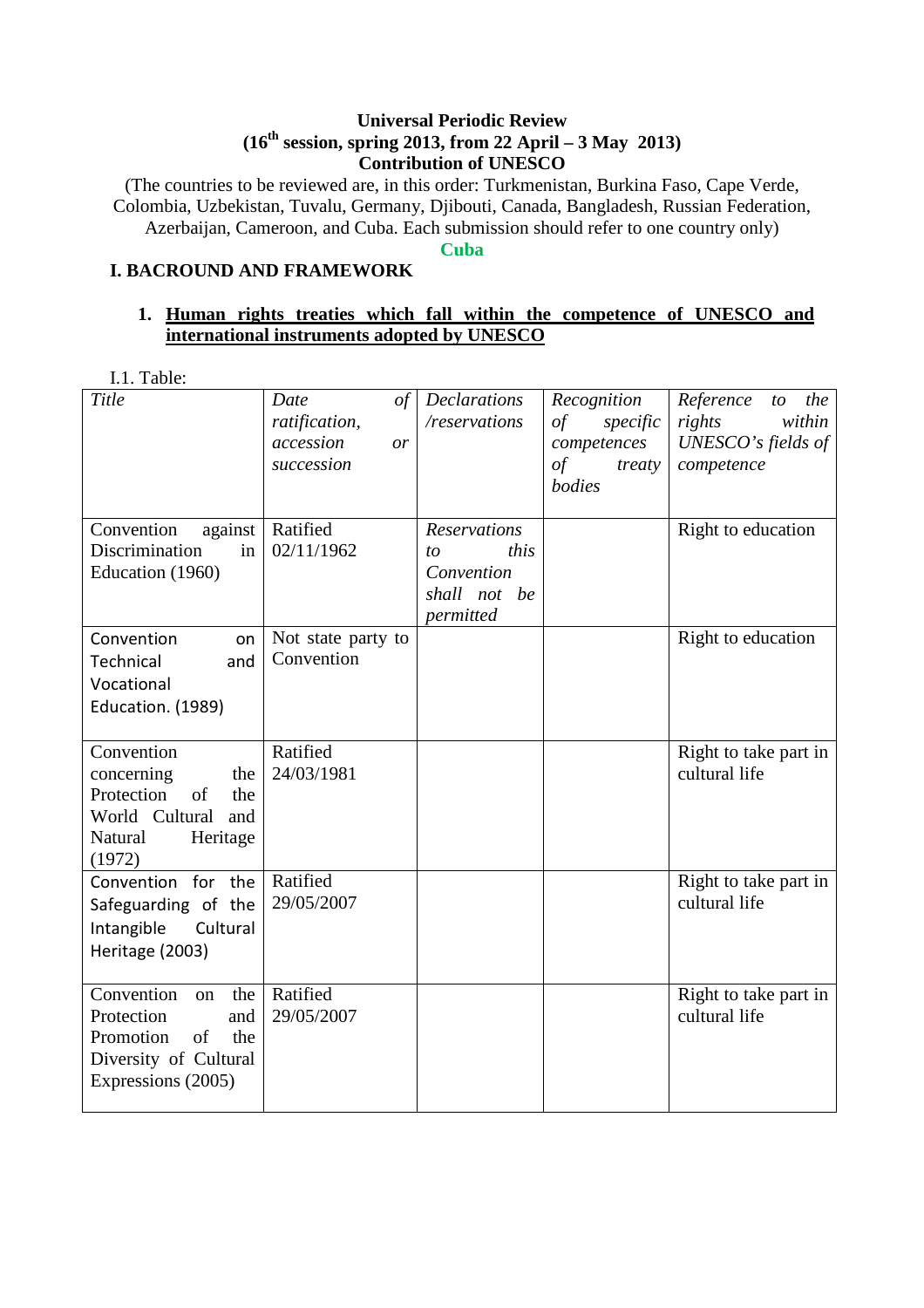**Universal Periodic Review**
**(16th session, spring 2013, from 22 April – 3 May 2013)**
**Contribution of UNESCO**

(The countries to be reviewed are, in this order: Turkmenistan, Burkina Faso, Cape Verde, Colombia, Uzbekistan, Tuvalu, Germany, Djibouti, Canada, Bangladesh, Russian Federation, Azerbaijan, Cameroon, and Cuba. Each submission should refer to one country only)

**Cuba**

## I. BACROUND AND FRAMEWORK

### 1. Human rights treaties which fall within the competence of UNESCO and international instruments adopted by UNESCO

I.1. Table:

| *Title* | *Date of ratification, accession or succession* | *Declarations /reservations* | *Recognition of specific competences of treaty bodies* | *Reference to the rights within UNESCO's fields of competence* |
|---|---|---|---|---|
| Convention against Discrimination in Education (1960) | Ratified 02/11/1962 | *Reservations to this Convention shall not be permitted* | | Right to education |
| Convention on Technical and Vocational Education. (1989) | Not state party to Convention | | | Right to education |
| Convention concerning the Protection of the World Cultural and Natural Heritage (1972) | Ratified 24/03/1981 | | | Right to take part in cultural life |
| Convention for the Safeguarding of the Intangible Cultural Heritage (2003) | Ratified 29/05/2007 | | | Right to take part in cultural life |
| Convention on the Protection and Promotion of the Diversity of Cultural Expressions (2005) | Ratified 29/05/2007 | | | Right to take part in cultural life |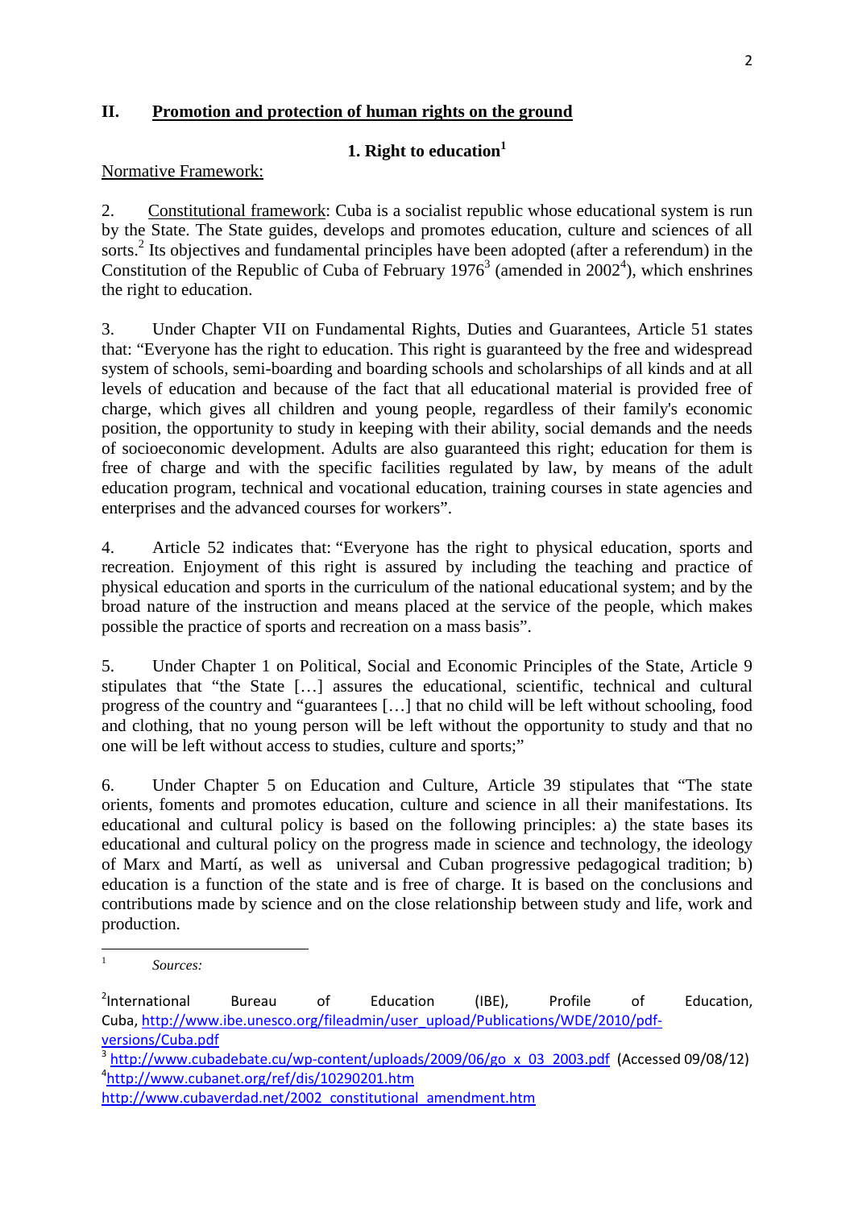## II. Promotion and protection of human rights on the ground

### 1. Right to education[1]

Normative Framework:

2. Constitutional framework: Cuba is a socialist republic whose educational system is run by the State. The State guides, develops and promotes education, culture and sciences of all sorts.[2] Its objectives and fundamental principles have been adopted (after a referendum) in the Constitution of the Republic of Cuba of February 1976[3] (amended in 2002[4]), which enshrines the right to education.

3. Under Chapter VII on Fundamental Rights, Duties and Guarantees, Article 51 states that: "Everyone has the right to education. This right is guaranteed by the free and widespread system of schools, semi-boarding and boarding schools and scholarships of all kinds and at all levels of education and because of the fact that all educational material is provided free of charge, which gives all children and young people, regardless of their family's economic position, the opportunity to study in keeping with their ability, social demands and the needs of socioeconomic development. Adults are also guaranteed this right; education for them is free of charge and with the specific facilities regulated by law, by means of the adult education program, technical and vocational education, training courses in state agencies and enterprises and the advanced courses for workers".

4. Article 52 indicates that: "Everyone has the right to physical education, sports and recreation. Enjoyment of this right is assured by including the teaching and practice of physical education and sports in the curriculum of the national educational system; and by the broad nature of the instruction and means placed at the service of the people, which makes possible the practice of sports and recreation on a mass basis".

5. Under Chapter 1 on Political, Social and Economic Principles of the State, Article 9 stipulates that "the State […] assures the educational, scientific, technical and cultural progress of the country and "guarantees […] that no child will be left without schooling, food and clothing, that no young person will be left without the opportunity to study and that no one will be left without access to studies, culture and sports;"

6. Under Chapter 5 on Education and Culture, Article 39 stipulates that "The state orients, foments and promotes education, culture and science in all their manifestations. Its educational and cultural policy is based on the following principles: a) the state bases its educational and cultural policy on the progress made in science and technology, the ideology of Marx and Martí, as well as universal and Cuban progressive pedagogical tradition; b) education is a function of the state and is free of charge. It is based on the conclusions and contributions made by science and on the close relationship between study and life, work and production.

---

[1] *Sources:*

[2] International Bureau of Education (IBE), Profile of Education, Cuba, http://www.ibe.unesco.org/fileadmin/user_upload/Publications/WDE/2010/pdf-versions/Cuba.pdf

[3] http://www.cubadebate.cu/wp-content/uploads/2009/06/go_x_03_2003.pdf (Accessed 09/08/12)

[4] http://www.cubanet.org/ref/dis/10290201.htm
http://www.cubaverdad.net/2002_constitutional_amendment.htm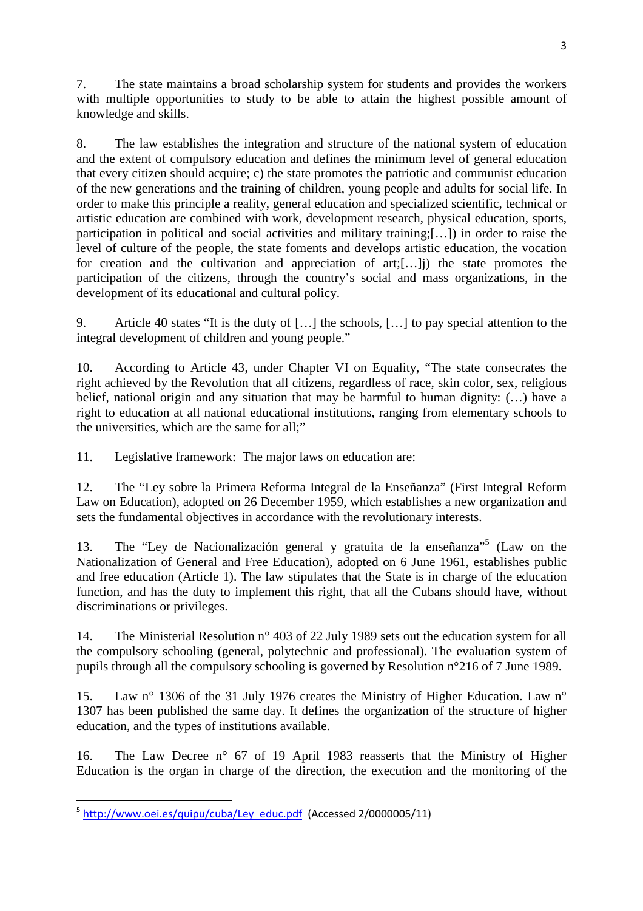7. The state maintains a broad scholarship system for students and provides the workers with multiple opportunities to study to be able to attain the highest possible amount of knowledge and skills.

8. The law establishes the integration and structure of the national system of education and the extent of compulsory education and defines the minimum level of general education that every citizen should acquire; c) the state promotes the patriotic and communist education of the new generations and the training of children, young people and adults for social life. In order to make this principle a reality, general education and specialized scientific, technical or artistic education are combined with work, development research, physical education, sports, participation in political and social activities and military training;[…]) in order to raise the level of culture of the people, the state foments and develops artistic education, the vocation for creation and the cultivation and appreciation of art;[…]j) the state promotes the participation of the citizens, through the country's social and mass organizations, in the development of its educational and cultural policy.

9. Article 40 states "It is the duty of […] the schools, […] to pay special attention to the integral development of children and young people."

10. According to Article 43, under Chapter VI on Equality, "The state consecrates the right achieved by the Revolution that all citizens, regardless of race, skin color, sex, religious belief, national origin and any situation that may be harmful to human dignity: (…) have a right to education at all national educational institutions, ranging from elementary schools to the universities, which are the same for all;"

11. Legislative framework: The major laws on education are:

12. The "Ley sobre la Primera Reforma Integral de la Enseñanza" (First Integral Reform Law on Education), adopted on 26 December 1959, which establishes a new organization and sets the fundamental objectives in accordance with the revolutionary interests.

13. The "Ley de Nacionalización general y gratuita de la enseñanza"[5] (Law on the Nationalization of General and Free Education), adopted on 6 June 1961, establishes public and free education (Article 1). The law stipulates that the State is in charge of the education function, and has the duty to implement this right, that all the Cubans should have, without discriminations or privileges.

14. The Ministerial Resolution n° 403 of 22 July 1989 sets out the education system for all the compulsory schooling (general, polytechnic and professional). The evaluation system of pupils through all the compulsory schooling is governed by Resolution n°216 of 7 June 1989.

15. Law n° 1306 of the 31 July 1976 creates the Ministry of Higher Education. Law n° 1307 has been published the same day. It defines the organization of the structure of higher education, and the types of institutions available.

16. The Law Decree n° 67 of 19 April 1983 reasserts that the Ministry of Higher Education is the organ in charge of the direction, the execution and the monitoring of the

---

[5] http://www.oei.es/quipu/cuba/Ley_educ.pdf (Accessed 2/0000005/11)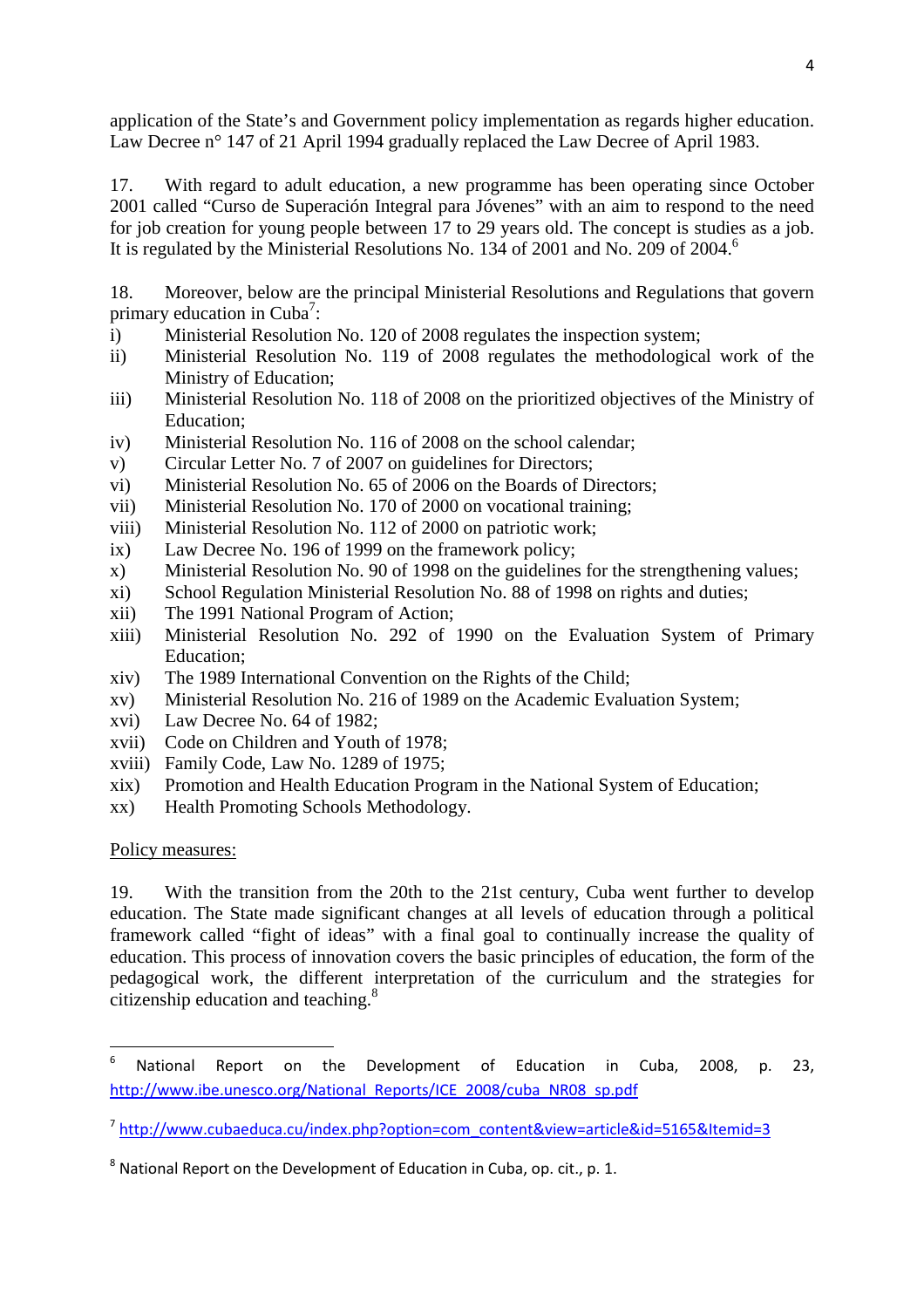application of the State's and Government policy implementation as regards higher education. Law Decree n° 147 of 21 April 1994 gradually replaced the Law Decree of April 1983.

17. With regard to adult education, a new programme has been operating since October 2001 called "Curso de Superación Integral para Jóvenes" with an aim to respond to the need for job creation for young people between 17 to 29 years old. The concept is studies as a job. It is regulated by the Ministerial Resolutions No. 134 of 2001 and No. 209 of 2004.[6]

18. Moreover, below are the principal Ministerial Resolutions and Regulations that govern primary education in Cuba[7]:

i) Ministerial Resolution No. 120 of 2008 regulates the inspection system;
ii) Ministerial Resolution No. 119 of 2008 regulates the methodological work of the Ministry of Education;
iii) Ministerial Resolution No. 118 of 2008 on the prioritized objectives of the Ministry of Education;
iv) Ministerial Resolution No. 116 of 2008 on the school calendar;
v) Circular Letter No. 7 of 2007 on guidelines for Directors;
vi) Ministerial Resolution No. 65 of 2006 on the Boards of Directors;
vii) Ministerial Resolution No. 170 of 2000 on vocational training;
viii) Ministerial Resolution No. 112 of 2000 on patriotic work;
ix) Law Decree No. 196 of 1999 on the framework policy;
x) Ministerial Resolution No. 90 of 1998 on the guidelines for the strengthening values;
xi) School Regulation Ministerial Resolution No. 88 of 1998 on rights and duties;
xii) The 1991 National Program of Action;
xiii) Ministerial Resolution No. 292 of 1990 on the Evaluation System of Primary Education;
xiv) The 1989 International Convention on the Rights of the Child;
xv) Ministerial Resolution No. 216 of 1989 on the Academic Evaluation System;
xvi) Law Decree No. 64 of 1982;
xvii) Code on Children and Youth of 1978;
xviii) Family Code, Law No. 1289 of 1975;
xix) Promotion and Health Education Program in the National System of Education;
xx) Health Promoting Schools Methodology.

Policy measures:

19. With the transition from the 20th to the 21st century, Cuba went further to develop education. The State made significant changes at all levels of education through a political framework called "fight of ideas" with a final goal to continually increase the quality of education. This process of innovation covers the basic principles of education, the form of the pedagogical work, the different interpretation of the curriculum and the strategies for citizenship education and teaching.[8]

---

[6] National Report on the Development of Education in Cuba, 2008, p. 23, http://www.ibe.unesco.org/National_Reports/ICE_2008/cuba_NR08_sp.pdf

[7] http://www.cubaeduca.cu/index.php?option=com_content&view=article&id=5165&Itemid=3

[8] National Report on the Development of Education in Cuba, op. cit., p. 1.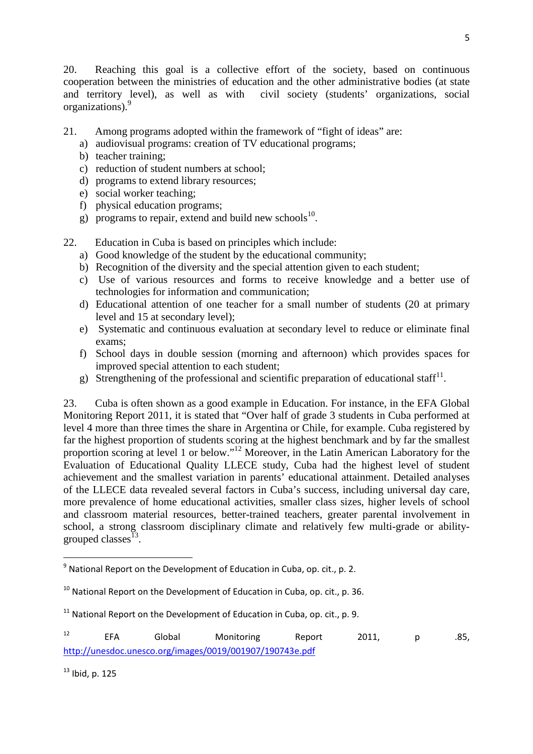20. Reaching this goal is a collective effort of the society, based on continuous cooperation between the ministries of education and the other administrative bodies (at state and territory level), as well as with civil society (students' organizations, social organizations).[9]

21. Among programs adopted within the framework of "fight of ideas" are:

a) audiovisual programs: creation of TV educational programs;
b) teacher training;
c) reduction of student numbers at school;
d) programs to extend library resources;
e) social worker teaching;
f) physical education programs;
g) programs to repair, extend and build new schools[10].

22. Education in Cuba is based on principles which include:

a) Good knowledge of the student by the educational community;
b) Recognition of the diversity and the special attention given to each student;
c) Use of various resources and forms to receive knowledge and a better use of technologies for information and communication;
d) Educational attention of one teacher for a small number of students (20 at primary level and 15 at secondary level);
e) Systematic and continuous evaluation at secondary level to reduce or eliminate final exams;
f) School days in double session (morning and afternoon) which provides spaces for improved special attention to each student;
g) Strengthening of the professional and scientific preparation of educational staff[11].

23. Cuba is often shown as a good example in Education. For instance, in the EFA Global Monitoring Report 2011, it is stated that "Over half of grade 3 students in Cuba performed at level 4 more than three times the share in Argentina or Chile, for example. Cuba registered by far the highest proportion of students scoring at the highest benchmark and by far the smallest proportion scoring at level 1 or below."[12] Moreover, in the Latin American Laboratory for the Evaluation of Educational Quality LLECE study, Cuba had the highest level of student achievement and the smallest variation in parents' educational attainment. Detailed analyses of the LLECE data revealed several factors in Cuba's success, including universal day care, more prevalence of home educational activities, smaller class sizes, higher levels of school and classroom material resources, better-trained teachers, greater parental involvement in school, a strong classroom disciplinary climate and relatively few multi-grade or ability-grouped classes[13].

---

[9] National Report on the Development of Education in Cuba, op. cit., p. 2.

[10] National Report on the Development of Education in Cuba, op. cit., p. 36.

[11] National Report on the Development of Education in Cuba, op. cit., p. 9.

[12] EFA Global Monitoring Report 2011, p .85, http://unesdoc.unesco.org/images/0019/001907/190743e.pdf

[13] Ibid, p. 125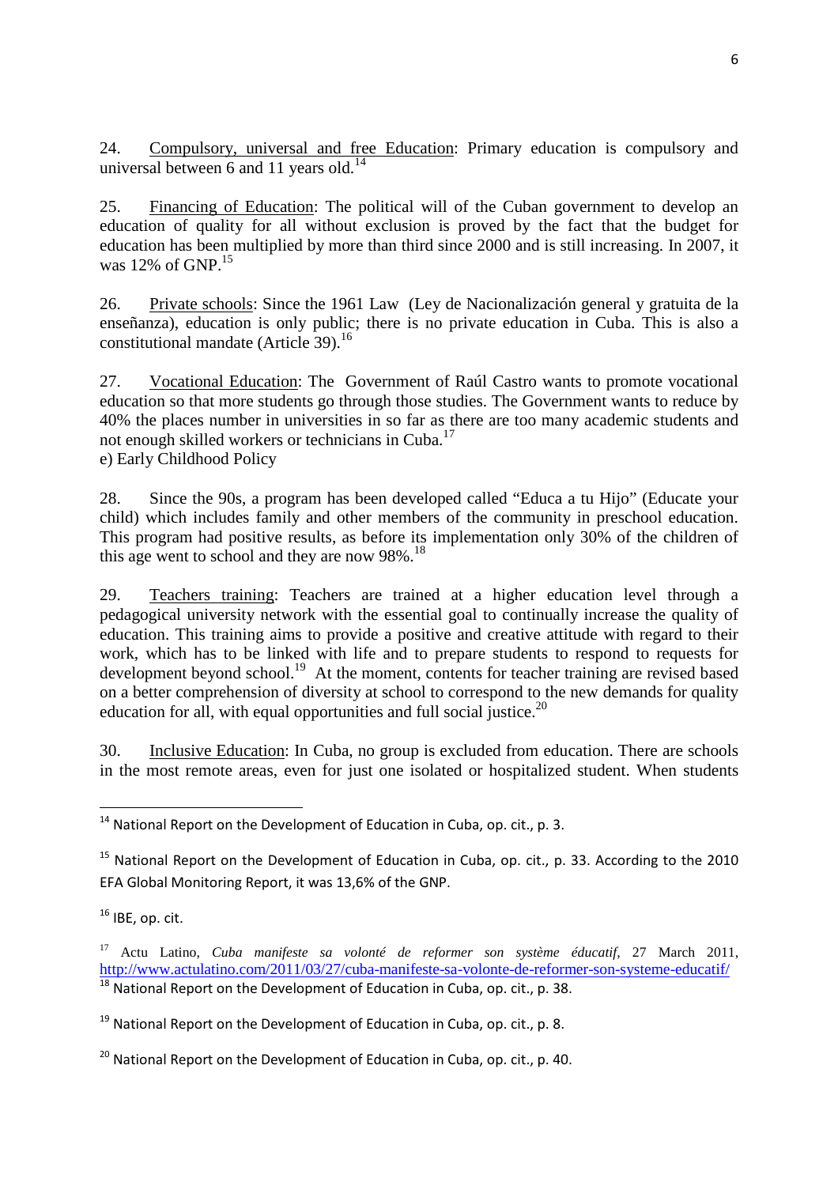24. Compulsory, universal and free Education: Primary education is compulsory and universal between 6 and 11 years old.[14]

25. Financing of Education: The political will of the Cuban government to develop an education of quality for all without exclusion is proved by the fact that the budget for education has been multiplied by more than third since 2000 and is still increasing. In 2007, it was 12% of GNP.[15]

26. Private schools: Since the 1961 Law (Ley de Nacionalización general y gratuita de la enseñanza), education is only public; there is no private education in Cuba. This is also a constitutional mandate (Article 39).[16]

27. Vocational Education: The Government of Raúl Castro wants to promote vocational education so that more students go through those studies. The Government wants to reduce by 40% the places number in universities in so far as there are too many academic students and not enough skilled workers or technicians in Cuba.[17]

e) Early Childhood Policy

28. Since the 90s, a program has been developed called "Educa a tu Hijo" (Educate your child) which includes family and other members of the community in preschool education. This program had positive results, as before its implementation only 30% of the children of this age went to school and they are now 98%.[18]

29. Teachers training: Teachers are trained at a higher education level through a pedagogical university network with the essential goal to continually increase the quality of education. This training aims to provide a positive and creative attitude with regard to their work, which has to be linked with life and to prepare students to respond to requests for development beyond school.[19] At the moment, contents for teacher training are revised based on a better comprehension of diversity at school to correspond to the new demands for quality education for all, with equal opportunities and full social justice.[20]

30. Inclusive Education: In Cuba, no group is excluded from education. There are schools in the most remote areas, even for just one isolated or hospitalized student. When students

---

[14] National Report on the Development of Education in Cuba, op. cit., p. 3.

[15] National Report on the Development of Education in Cuba, op. cit., p. 33. According to the 2010 EFA Global Monitoring Report, it was 13,6% of the GNP.

[16] IBE, op. cit.

[17] Actu Latino, *Cuba manifeste sa volonté de reformer son système éducatif*, 27 March 2011, http://www.actulatino.com/2011/03/27/cuba-manifeste-sa-volonte-de-reformer-son-systeme-educatif/

[18] National Report on the Development of Education in Cuba, op. cit., p. 38.

[19] National Report on the Development of Education in Cuba, op. cit., p. 8.

[20] National Report on the Development of Education in Cuba, op. cit., p. 40.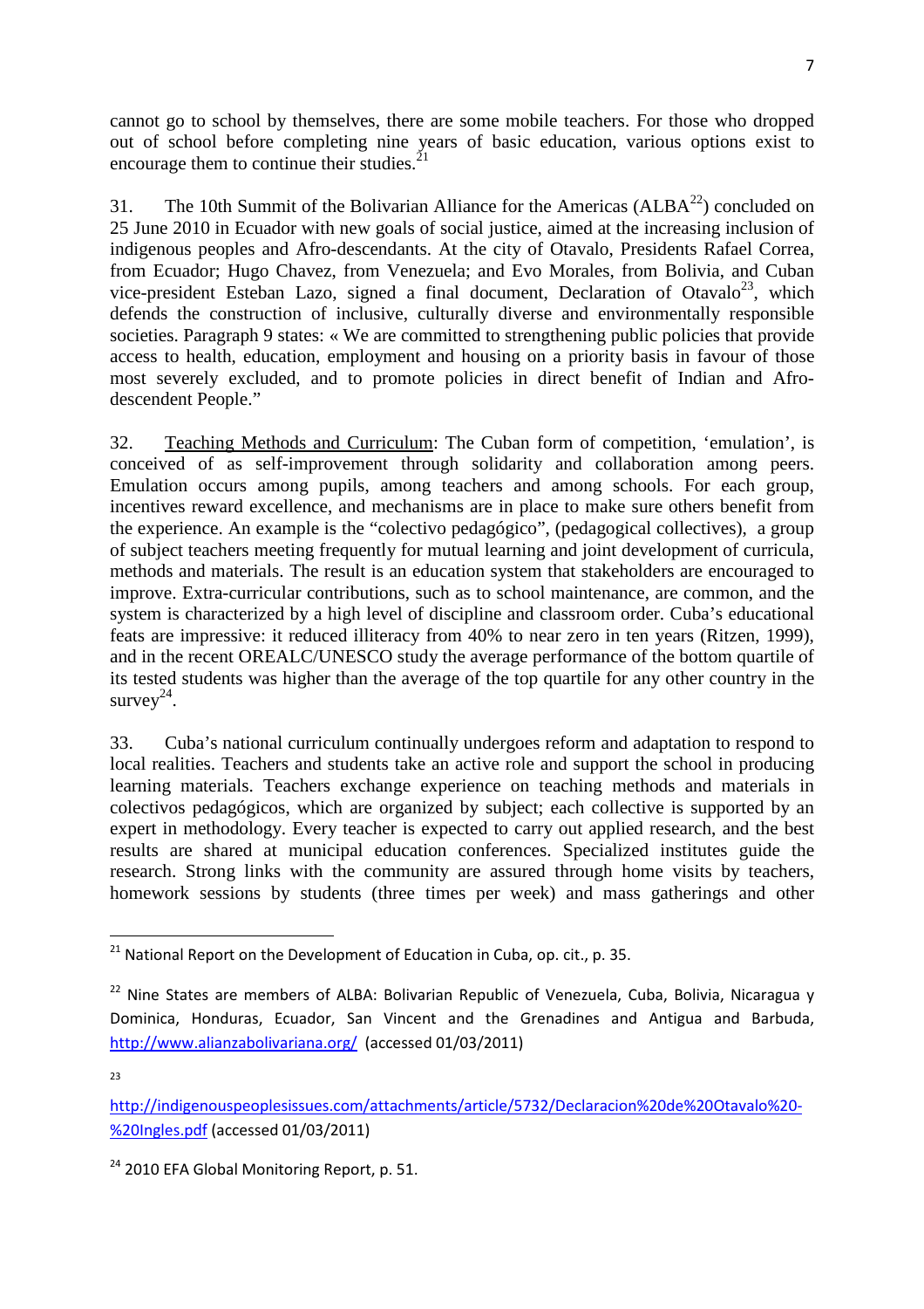cannot go to school by themselves, there are some mobile teachers. For those who dropped out of school before completing nine years of basic education, various options exist to encourage them to continue their studies.[21]

31. The 10th Summit of the Bolivarian Alliance for the Americas (ALBA[22]) concluded on 25 June 2010 in Ecuador with new goals of social justice, aimed at the increasing inclusion of indigenous peoples and Afro-descendants. At the city of Otavalo, Presidents Rafael Correa, from Ecuador; Hugo Chavez, from Venezuela; and Evo Morales, from Bolivia, and Cuban vice-president Esteban Lazo, signed a final document, Declaration of Otavalo[23], which defends the construction of inclusive, culturally diverse and environmentally responsible societies. Paragraph 9 states: « We are committed to strengthening public policies that provide access to health, education, employment and housing on a priority basis in favour of those most severely excluded, and to promote policies in direct benefit of Indian and Afro-descendent People."

32. <u>Teaching Methods and Curriculum</u>: The Cuban form of competition, 'emulation', is conceived of as self-improvement through solidarity and collaboration among peers. Emulation occurs among pupils, among teachers and among schools. For each group, incentives reward excellence, and mechanisms are in place to make sure others benefit from the experience. An example is the "colectivo pedagógico", (pedagogical collectives), a group of subject teachers meeting frequently for mutual learning and joint development of curricula, methods and materials. The result is an education system that stakeholders are encouraged to improve. Extra-curricular contributions, such as to school maintenance, are common, and the system is characterized by a high level of discipline and classroom order. Cuba's educational feats are impressive: it reduced illiteracy from 40% to near zero in ten years (Ritzen, 1999), and in the recent OREALC/UNESCO study the average performance of the bottom quartile of its tested students was higher than the average of the top quartile for any other country in the survey[24].

33. Cuba's national curriculum continually undergoes reform and adaptation to respond to local realities. Teachers and students take an active role and support the school in producing learning materials. Teachers exchange experience on teaching methods and materials in colectivos pedagógicos, which are organized by subject; each collective is supported by an expert in methodology. Every teacher is expected to carry out applied research, and the best results are shared at municipal education conferences. Specialized institutes guide the research. Strong links with the community are assured through home visits by teachers, homework sessions by students (three times per week) and mass gatherings and other

---

[21] National Report on the Development of Education in Cuba, op. cit., p. 35.

[22] Nine States are members of ALBA: Bolivarian Republic of Venezuela, Cuba, Bolivia, Nicaragua y Dominica, Honduras, Ecuador, San Vincent and the Grenadines and Antigua and Barbuda, http://www.alianzabolivariana.org/ (accessed 01/03/2011)

[23] http://indigenouspeoplesissues.com/attachments/article/5732/Declaracion%20de%20Otavalo%20-%20Ingles.pdf (accessed 01/03/2011)

[24] 2010 EFA Global Monitoring Report, p. 51.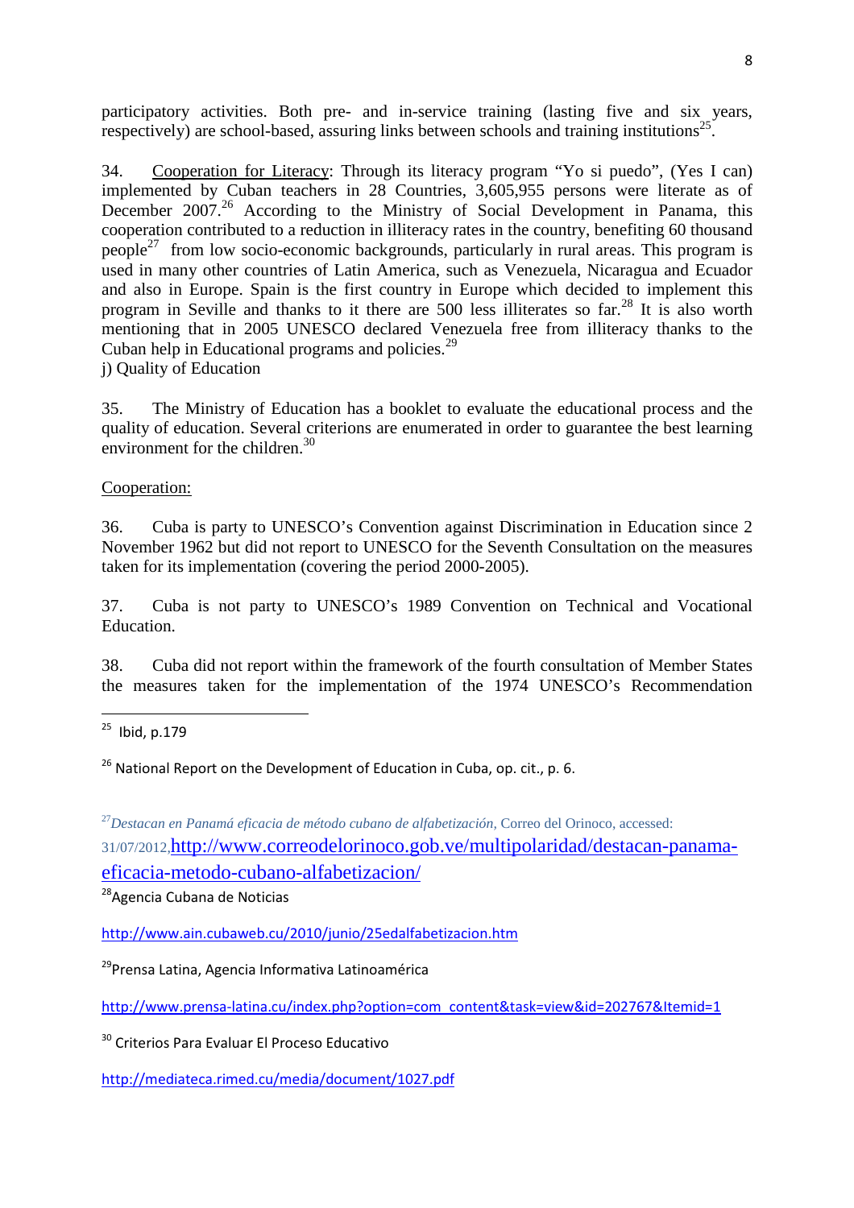participatory activities. Both pre- and in-service training (lasting five and six years, respectively) are school-based, assuring links between schools and training institutions[25].

34. Cooperation for Literacy: Through its literacy program "Yo si puedo", (Yes I can) implemented by Cuban teachers in 28 Countries, 3,605,955 persons were literate as of December 2007.[26] According to the Ministry of Social Development in Panama, this cooperation contributed to a reduction in illiteracy rates in the country, benefiting 60 thousand people[27] from low socio-economic backgrounds, particularly in rural areas. This program is used in many other countries of Latin America, such as Venezuela, Nicaragua and Ecuador and also in Europe. Spain is the first country in Europe which decided to implement this program in Seville and thanks to it there are 500 less illiterates so far.[28] It is also worth mentioning that in 2005 UNESCO declared Venezuela free from illiteracy thanks to the Cuban help in Educational programs and policies.[29]

j) Quality of Education

35. The Ministry of Education has a booklet to evaluate the educational process and the quality of education. Several criterions are enumerated in order to guarantee the best learning environment for the children.[30]

Cooperation:

36. Cuba is party to UNESCO's Convention against Discrimination in Education since 2 November 1962 but did not report to UNESCO for the Seventh Consultation on the measures taken for its implementation (covering the period 2000-2005).

37. Cuba is not party to UNESCO's 1989 Convention on Technical and Vocational Education.

38. Cuba did not report within the framework of the fourth consultation of Member States the measures taken for the implementation of the 1974 UNESCO's Recommendation

---

[25] Ibid, p.179

[26] National Report on the Development of Education in Cuba, op. cit., p. 6.

[27] *Destacan en Panamá eficacia de método cubano de alfabetización,* Correo del Orinoco, accessed: 31/07/2012, http://www.correodelorinoco.gob.ve/multipolaridad/destacan-panama-eficacia-metodo-cubano-alfabetizacion/

[28] Agencia Cubana de Noticias

http://www.ain.cubaweb.cu/2010/junio/25edalfabetizacion.htm

[29] Prensa Latina, Agencia Informativa Latinoamérica

http://www.prensa-latina.cu/index.php?option=com_content&task=view&id=202767&Itemid=1

[30] Criterios Para Evaluar El Proceso Educativo

http://mediateca.rimed.cu/media/document/1027.pdf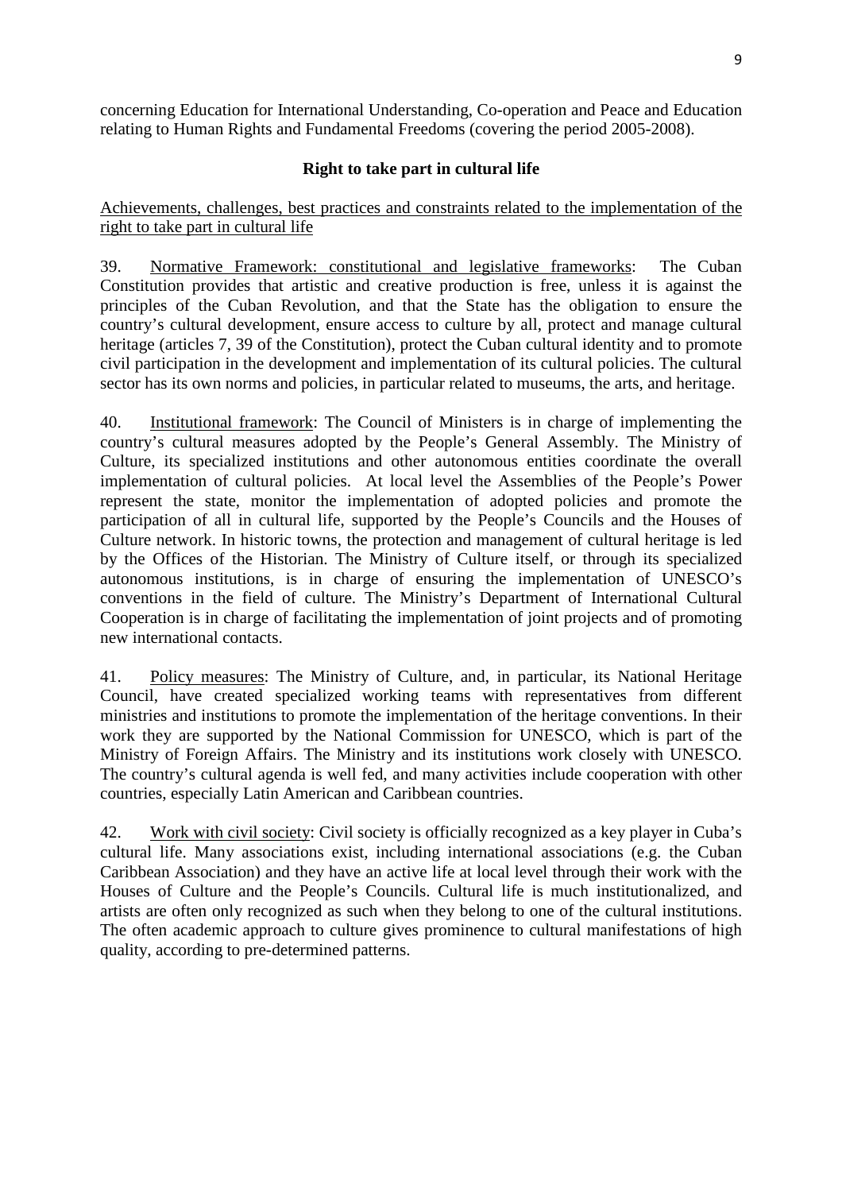concerning Education for International Understanding, Co-operation and Peace and Education relating to Human Rights and Fundamental Freedoms (covering the period 2005-2008).

## Right to take part in cultural life

Achievements, challenges, best practices and constraints related to the implementation of the right to take part in cultural life

39. Normative Framework: constitutional and legislative frameworks: The Cuban Constitution provides that artistic and creative production is free, unless it is against the principles of the Cuban Revolution, and that the State has the obligation to ensure the country's cultural development, ensure access to culture by all, protect and manage cultural heritage (articles 7, 39 of the Constitution), protect the Cuban cultural identity and to promote civil participation in the development and implementation of its cultural policies. The cultural sector has its own norms and policies, in particular related to museums, the arts, and heritage.

40. Institutional framework: The Council of Ministers is in charge of implementing the country's cultural measures adopted by the People's General Assembly. The Ministry of Culture, its specialized institutions and other autonomous entities coordinate the overall implementation of cultural policies. At local level the Assemblies of the People's Power represent the state, monitor the implementation of adopted policies and promote the participation of all in cultural life, supported by the People's Councils and the Houses of Culture network. In historic towns, the protection and management of cultural heritage is led by the Offices of the Historian. The Ministry of Culture itself, or through its specialized autonomous institutions, is in charge of ensuring the implementation of UNESCO's conventions in the field of culture. The Ministry's Department of International Cultural Cooperation is in charge of facilitating the implementation of joint projects and of promoting new international contacts.

41. Policy measures: The Ministry of Culture, and, in particular, its National Heritage Council, have created specialized working teams with representatives from different ministries and institutions to promote the implementation of the heritage conventions. In their work they are supported by the National Commission for UNESCO, which is part of the Ministry of Foreign Affairs. The Ministry and its institutions work closely with UNESCO. The country's cultural agenda is well fed, and many activities include cooperation with other countries, especially Latin American and Caribbean countries.

42. Work with civil society: Civil society is officially recognized as a key player in Cuba's cultural life. Many associations exist, including international associations (e.g. the Cuban Caribbean Association) and they have an active life at local level through their work with the Houses of Culture and the People's Councils. Cultural life is much institutionalized, and artists are often only recognized as such when they belong to one of the cultural institutions. The often academic approach to culture gives prominence to cultural manifestations of high quality, according to pre-determined patterns.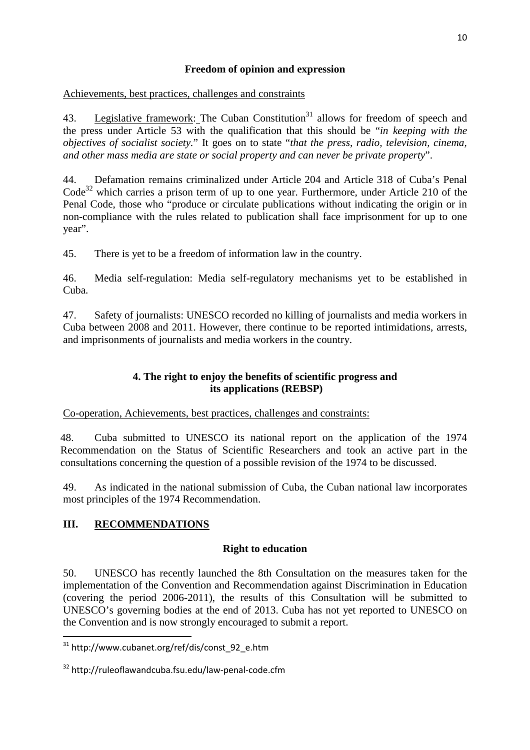**Freedom of opinion and expression**

Achievements, best practices, challenges and constraints

43. Legislative framework: The Cuban Constitution[31] allows for freedom of speech and the press under Article 53 with the qualification that this should be "*in keeping with the objectives of socialist society.*" It goes on to state "*that the press, radio, television, cinema, and other mass media are state or social property and can never be private property*".

44. Defamation remains criminalized under Article 204 and Article 318 of Cuba's Penal Code[32] which carries a prison term of up to one year. Furthermore, under Article 210 of the Penal Code, those who "produce or circulate publications without indicating the origin or in non-compliance with the rules related to publication shall face imprisonment for up to one year".

45. There is yet to be a freedom of information law in the country.

46. Media self-regulation: Media self-regulatory mechanisms yet to be established in Cuba.

47. Safety of journalists: UNESCO recorded no killing of journalists and media workers in Cuba between 2008 and 2011. However, there continue to be reported intimidations, arrests, and imprisonments of journalists and media workers in the country.

**4. The right to enjoy the benefits of scientific progress and its applications (REBSP)**

Co-operation, Achievements, best practices, challenges and constraints:

48. Cuba submitted to UNESCO its national report on the application of the 1974 Recommendation on the Status of Scientific Researchers and took an active part in the consultations concerning the question of a possible revision of the 1974 to be discussed.

49. As indicated in the national submission of Cuba, the Cuban national law incorporates most principles of the 1974 Recommendation.

## III. RECOMMENDATIONS

**Right to education**

50. UNESCO has recently launched the 8th Consultation on the measures taken for the implementation of the Convention and Recommendation against Discrimination in Education (covering the period 2006-2011), the results of this Consultation will be submitted to UNESCO's governing bodies at the end of 2013. Cuba has not yet reported to UNESCO on the Convention and is now strongly encouraged to submit a report.

---

[31] http://www.cubanet.org/ref/dis/const_92_e.htm

[32] http://ruleoflawandcuba.fsu.edu/law-penal-code.cfm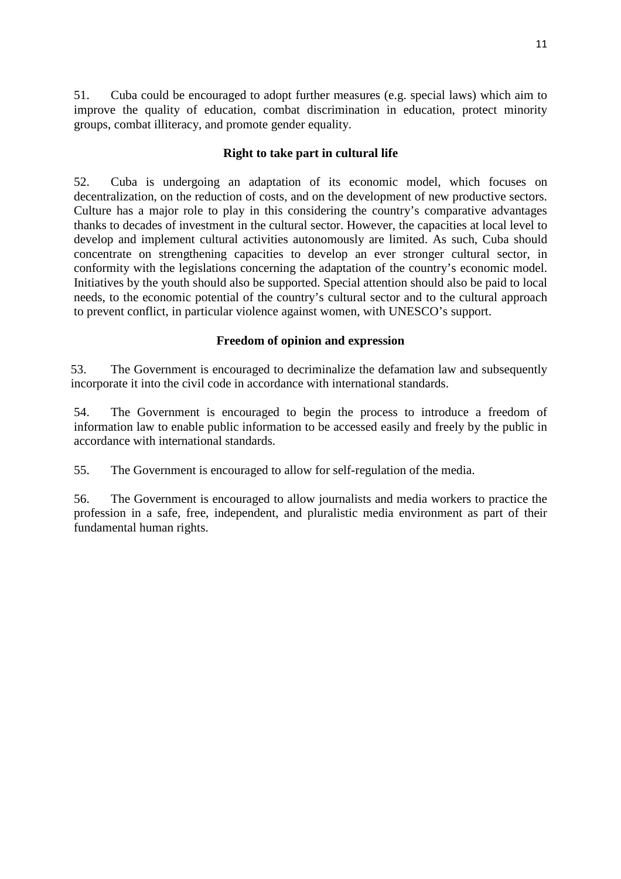51. Cuba could be encouraged to adopt further measures (e.g. special laws) which aim to improve the quality of education, combat discrimination in education, protect minority groups, combat illiteracy, and promote gender equality.

**Right to take part in cultural life**

52. Cuba is undergoing an adaptation of its economic model, which focuses on decentralization, on the reduction of costs, and on the development of new productive sectors. Culture has a major role to play in this considering the country's comparative advantages thanks to decades of investment in the cultural sector. However, the capacities at local level to develop and implement cultural activities autonomously are limited. As such, Cuba should concentrate on strengthening capacities to develop an ever stronger cultural sector, in conformity with the legislations concerning the adaptation of the country's economic model. Initiatives by the youth should also be supported. Special attention should also be paid to local needs, to the economic potential of the country's cultural sector and to the cultural approach to prevent conflict, in particular violence against women, with UNESCO's support.

**Freedom of opinion and expression**

53. The Government is encouraged to decriminalize the defamation law and subsequently incorporate it into the civil code in accordance with international standards.

54. The Government is encouraged to begin the process to introduce a freedom of information law to enable public information to be accessed easily and freely by the public in accordance with international standards.

55. The Government is encouraged to allow for self-regulation of the media.

56. The Government is encouraged to allow journalists and media workers to practice the profession in a safe, free, independent, and pluralistic media environment as part of their fundamental human rights.